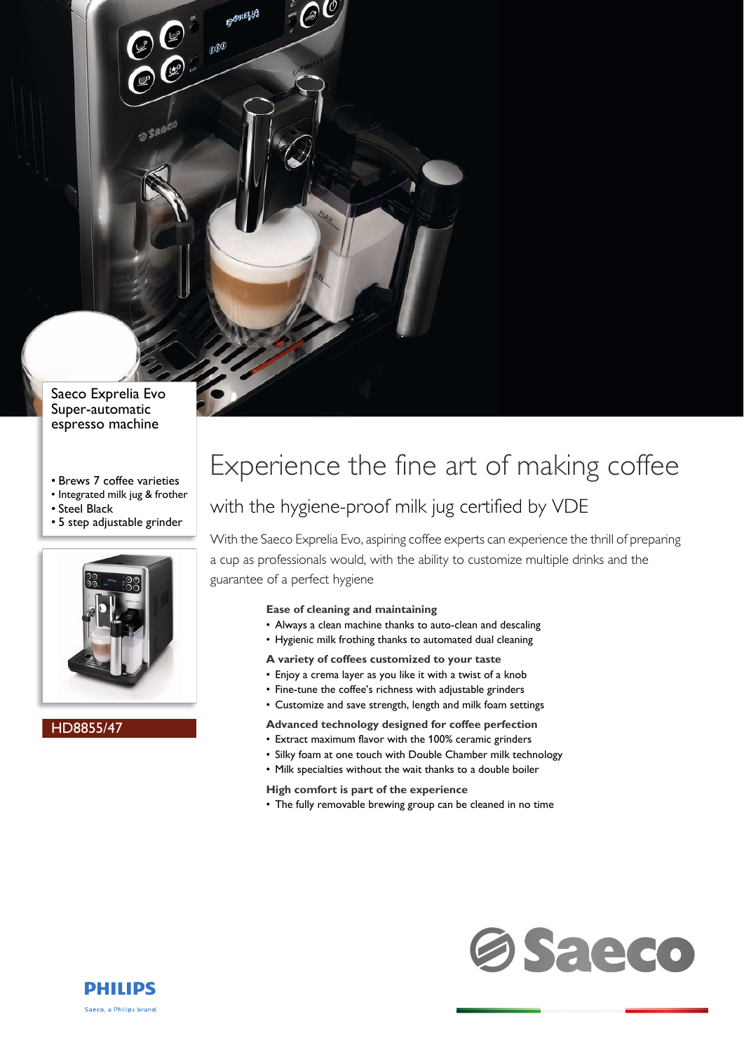Saeco Exprelia Evo
Super-automatic espresso machine

- Brews 7 coffee varieties
- Integrated milk jug & frother
- Steel Black
- 5 step adjustable grinder

HD8855/47

# Experience the fine art of making coffee

## with the hygiene-proof milk jug certified by VDE

With the Saeco Exprelia Evo, aspiring coffee experts can experience the thrill of preparing a cup as professionals would, with the ability to customize multiple drinks and the guarantee of a perfect hygiene

**Ease of cleaning and maintaining**

- Always a clean machine thanks to auto-clean and descaling
- Hygienic milk frothing thanks to automated dual cleaning

**A variety of coffees customized to your taste**

- Enjoy a crema layer as you like it with a twist of a knob
- Fine-tune the coffee's richness with adjustable grinders
- Customize and save strength, length and milk foam settings

**Advanced technology designed for coffee perfection**

- Extract maximum flavor with the 100% ceramic grinders
- Silky foam at one touch with Double Chamber milk technology
- Milk specialties without the wait thanks to a double boiler

**High comfort is part of the experience**

- The fully removable brewing group can be cleaned in no time

Saeco

PHILIPS
Saeco, a Philips brand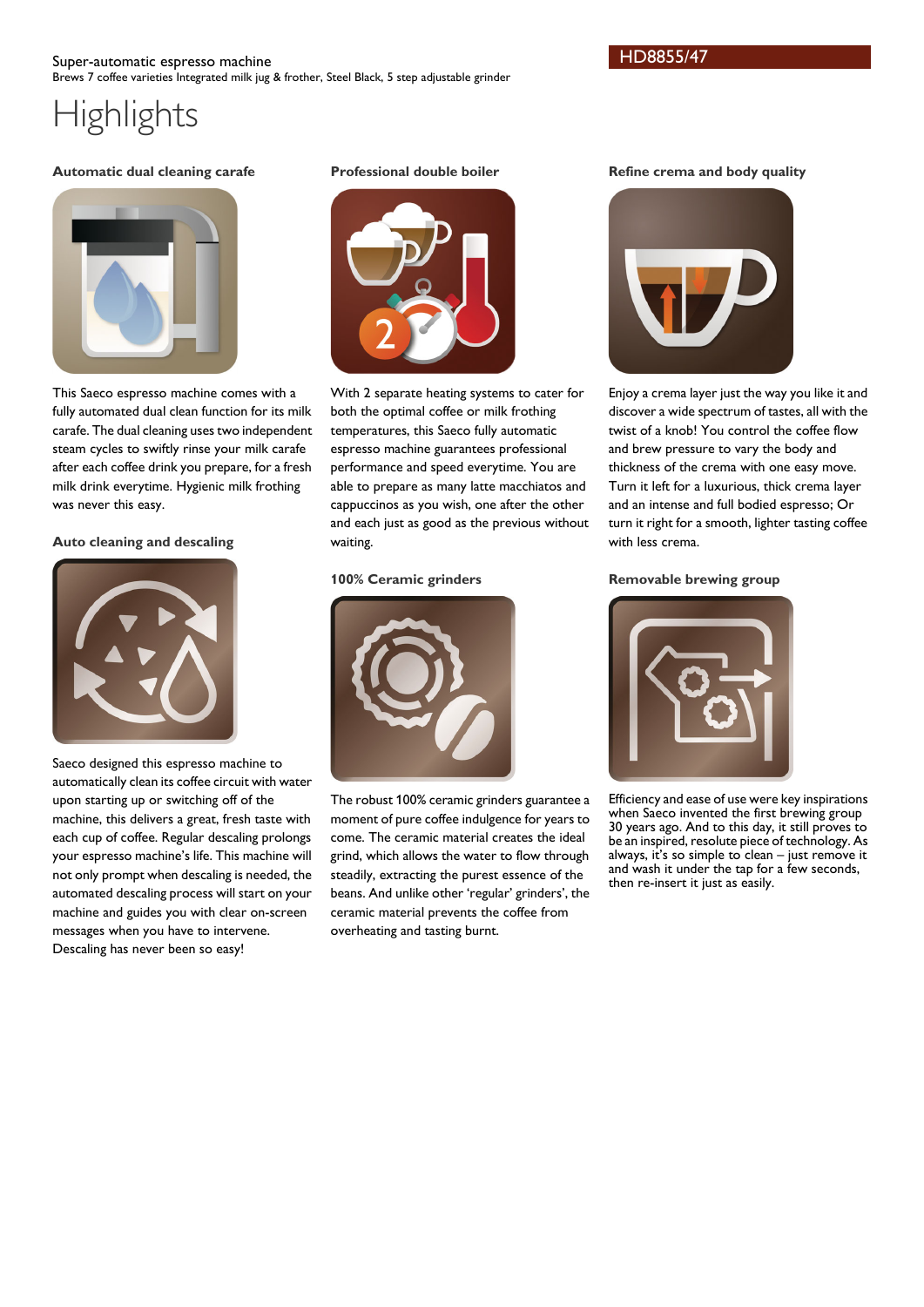Super-automatic espresso machine

Brews 7 coffee varieties Integrated milk jug & frother, Steel Black, 5 step adjustable grinder

HD8855/47

# Highlights

### Automatic dual cleaning carafe

This Saeco espresso machine comes with a fully automated dual clean function for its milk carafe. The dual cleaning uses two independent steam cycles to swiftly rinse your milk carafe after each coffee drink you prepare, for a fresh milk drink everytime. Hygienic milk frothing was never this easy.

### Auto cleaning and descaling

Saeco designed this espresso machine to automatically clean its coffee circuit with water upon starting up or switching off of the machine, this delivers a great, fresh taste with each cup of coffee. Regular descaling prolongs your espresso machine's life. This machine will not only prompt when descaling is needed, the automated descaling process will start on your machine and guides you with clear on-screen messages when you have to intervene. Descaling has never been so easy!

### Professional double boiler

With 2 separate heating systems to cater for both the optimal coffee or milk frothing temperatures, this Saeco fully automatic espresso machine guarantees professional performance and speed everytime. You are able to prepare as many latte macchiatos and cappuccinos as you wish, one after the other and each just as good as the previous without waiting.

### 100% Ceramic grinders

The robust 100% ceramic grinders guarantee a moment of pure coffee indulgence for years to come. The ceramic material creates the ideal grind, which allows the water to flow through steadily, extracting the purest essence of the beans. And unlike other 'regular' grinders', the ceramic material prevents the coffee from overheating and tasting burnt.

### Refine crema and body quality

Enjoy a crema layer just the way you like it and discover a wide spectrum of tastes, all with the twist of a knob! You control the coffee flow and brew pressure to vary the body and thickness of the crema with one easy move. Turn it left for a luxurious, thick crema layer and an intense and full bodied espresso; Or turn it right for a smooth, lighter tasting coffee with less crema.

### Removable brewing group

Efficiency and ease of use were key inspirations when Saeco invented the first brewing group 30 years ago. And to this day, it still proves to be an inspired, resolute piece of technology. As always, it's so simple to clean – just remove it and wash it under the tap for a few seconds, then re-insert it just as easily.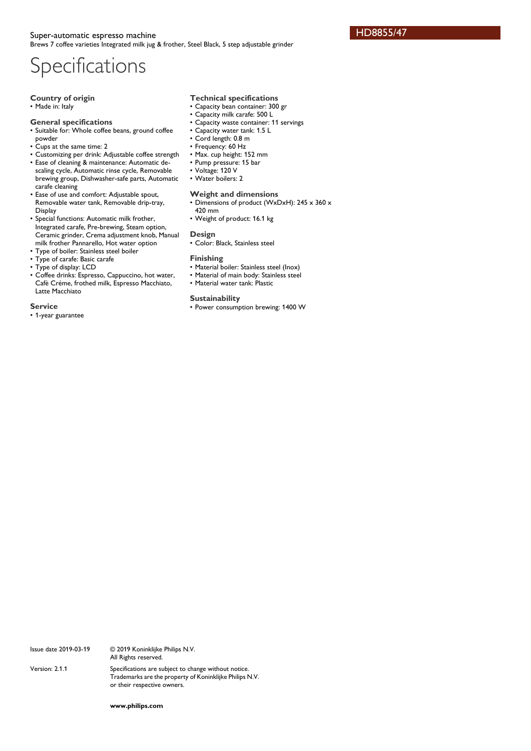Super-automatic espresso machine

Brews 7 coffee varieties Integrated milk jug & frother, Steel Black, 5 step adjustable grinder

HD8855/47

# Specifications

### Country of origin

- Made in: Italy

### General specifications

- Suitable for: Whole coffee beans, ground coffee powder
- Cups at the same time: 2
- Customizing per drink: Adjustable coffee strength
- Ease of cleaning & maintenance: Automatic de-scaling cycle, Automatic rinse cycle, Removable brewing group, Dishwasher-safe parts, Automatic carafe cleaning
- Ease of use and comfort: Adjustable spout, Removable water tank, Removable drip-tray, Display
- Special functions: Automatic milk frother, Integrated carafe, Pre-brewing, Steam option, Ceramic grinder, Crema adjustment knob, Manual milk frother Pannarello, Hot water option
- Type of boiler: Stainless steel boiler
- Type of carafe: Basic carafe
- Type of display: LCD
- Coffee drinks: Espresso, Cappuccino, hot water, Cafè Créme, frothed milk, Espresso Macchiato, Latte Macchiato

### Service

- 1-year guarantee

### Technical specifications

- Capacity bean container: 300 gr
- Capacity milk carafe: 500 L
- Capacity waste container: 11 servings
- Capacity water tank: 1.5 L
- Cord length: 0.8 m
- Frequency: 60 Hz
- Max. cup height: 152 mm
- Pump pressure: 15 bar
- Voltage: 120 V
- Water boilers: 2

### Weight and dimensions

- Dimensions of product (WxDxH): 245 x 360 x 420 mm
- Weight of product: 16.1 kg

### Design

- Color: Black, Stainless steel

### Finishing

- Material boiler: Stainless steel (Inox)
- Material of main body: Stainless steel
- Material water tank: Plastic

### Sustainability

- Power consumption brewing: 1400 W

Issue date 2019-03-19

Version: 2.1.1

© 2019 Koninklijke Philips N.V.
All Rights reserved.

Specifications are subject to change without notice.
Trademarks are the property of Koninklijke Philips N.V.
or their respective owners.

**www.philips.com**